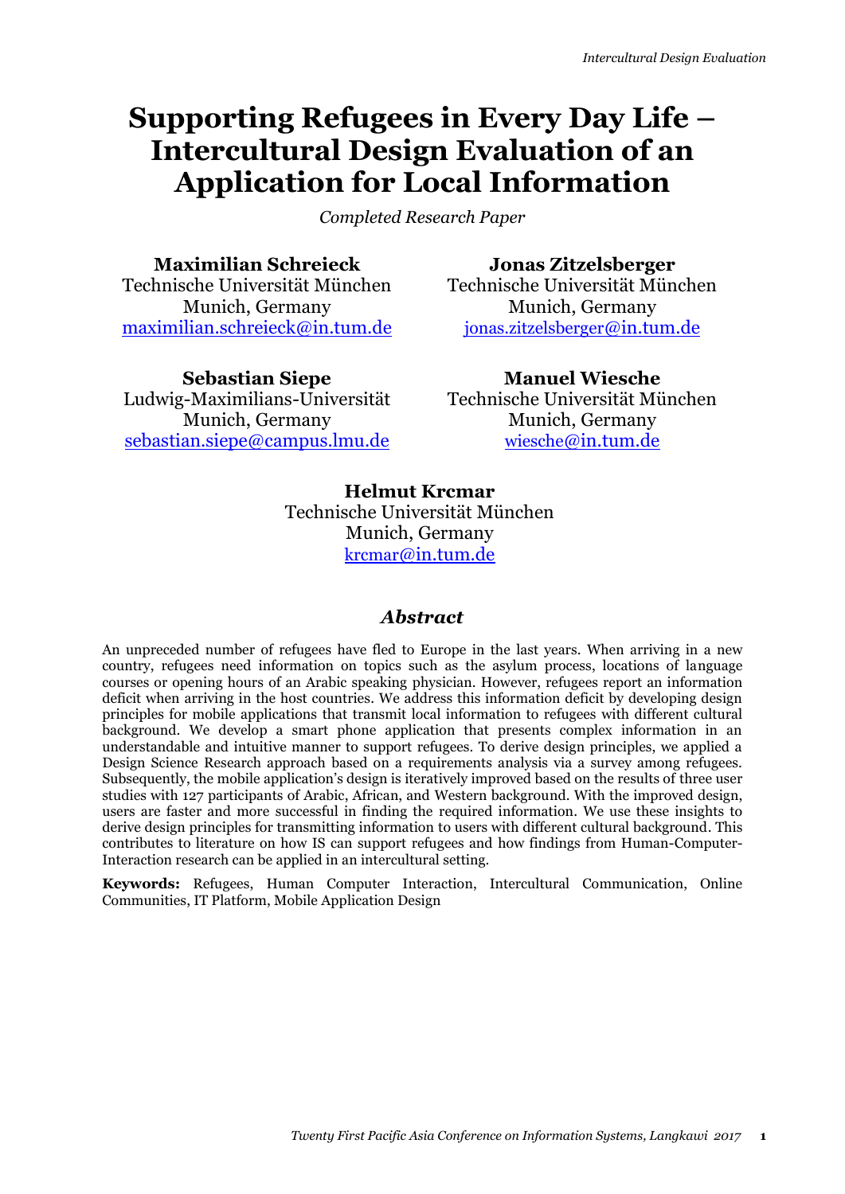# Supporting Refugees in Every Day Life – Intercultural Design Evaluation of an Application for Local Information

*Completed Research Paper*

**Maximilian Schreieck**
Technische Universität München
Munich, Germany
maximilian.schreieck@in.tum.de

**Jonas Zitzelsberger**
Technische Universität München
Munich, Germany
jonas.zitzelsberger@in.tum.de

**Sebastian Siepe**
Ludwig-Maximilians-Universität
Munich, Germany
sebastian.siepe@campus.lmu.de

**Manuel Wiesche**
Technische Universität München
Munich, Germany
wiesche@in.tum.de

**Helmut Krcmar**
Technische Universität München
Munich, Germany
krcmar@in.tum.de

## *Abstract*

An unpreceded number of refugees have fled to Europe in the last years. When arriving in a new country, refugees need information on topics such as the asylum process, locations of language courses or opening hours of an Arabic speaking physician. However, refugees report an information deficit when arriving in the host countries. We address this information deficit by developing design principles for mobile applications that transmit local information to refugees with different cultural background. We develop a smart phone application that presents complex information in an understandable and intuitive manner to support refugees. To derive design principles, we applied a Design Science Research approach based on a requirements analysis via a survey among refugees. Subsequently, the mobile application's design is iteratively improved based on the results of three user studies with 127 participants of Arabic, African, and Western background. With the improved design, users are faster and more successful in finding the required information. We use these insights to derive design principles for transmitting information to users with different cultural background. This contributes to literature on how IS can support refugees and how findings from Human-Computer-Interaction research can be applied in an intercultural setting.

**Keywords:** Refugees, Human Computer Interaction, Intercultural Communication, Online Communities, IT Platform, Mobile Application Design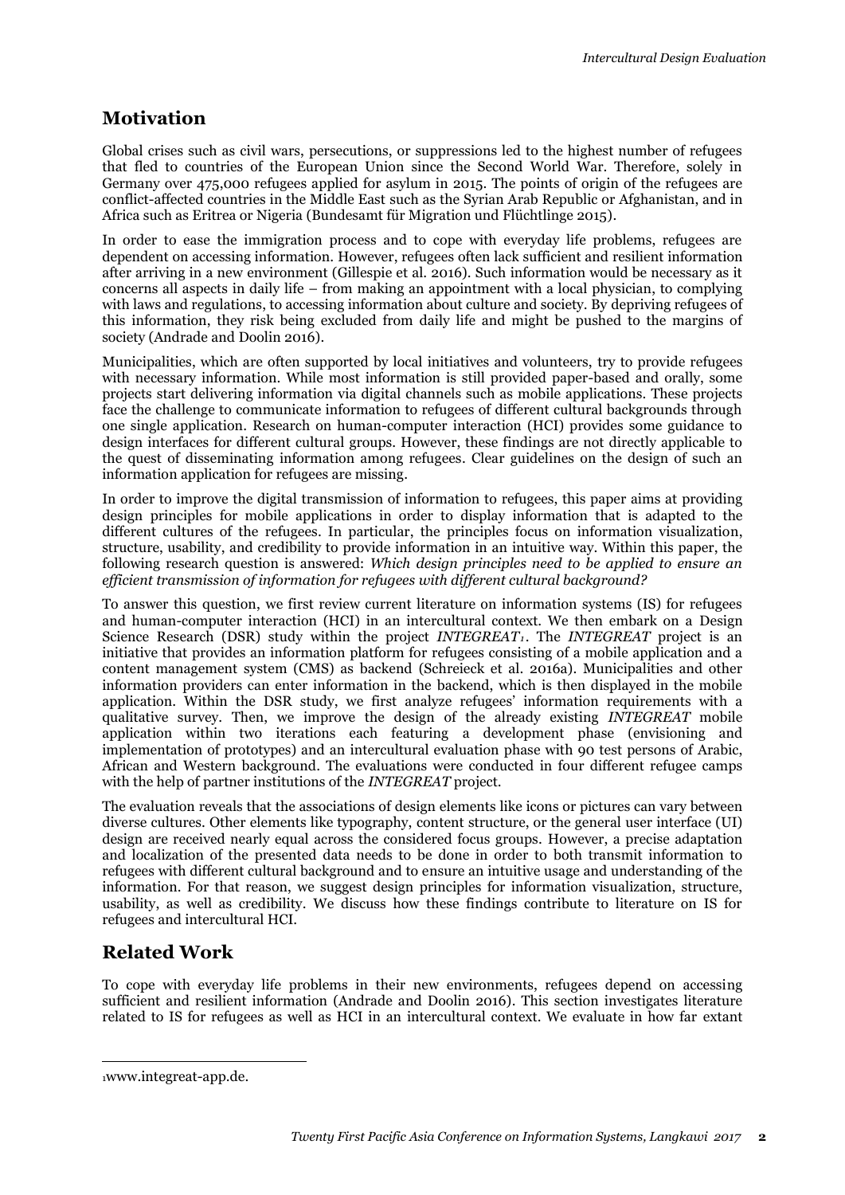## Motivation

Global crises such as civil wars, persecutions, or suppressions led to the highest number of refugees that fled to countries of the European Union since the Second World War. Therefore, solely in Germany over 475,000 refugees applied for asylum in 2015. The points of origin of the refugees are conflict-affected countries in the Middle East such as the Syrian Arab Republic or Afghanistan, and in Africa such as Eritrea or Nigeria (Bundesamt für Migration und Flüchtlinge 2015).

In order to ease the immigration process and to cope with everyday life problems, refugees are dependent on accessing information. However, refugees often lack sufficient and resilient information after arriving in a new environment (Gillespie et al. 2016). Such information would be necessary as it concerns all aspects in daily life – from making an appointment with a local physician, to complying with laws and regulations, to accessing information about culture and society. By depriving refugees of this information, they risk being excluded from daily life and might be pushed to the margins of society (Andrade and Doolin 2016).

Municipalities, which are often supported by local initiatives and volunteers, try to provide refugees with necessary information. While most information is still provided paper-based and orally, some projects start delivering information via digital channels such as mobile applications. These projects face the challenge to communicate information to refugees of different cultural backgrounds through one single application. Research on human-computer interaction (HCI) provides some guidance to design interfaces for different cultural groups. However, these findings are not directly applicable to the quest of disseminating information among refugees. Clear guidelines on the design of such an information application for refugees are missing.

In order to improve the digital transmission of information to refugees, this paper aims at providing design principles for mobile applications in order to display information that is adapted to the different cultures of the refugees. In particular, the principles focus on information visualization, structure, usability, and credibility to provide information in an intuitive way. Within this paper, the following research question is answered: *Which design principles need to be applied to ensure an efficient transmission of information for refugees with different cultural background?*

To answer this question, we first review current literature on information systems (IS) for refugees and human-computer interaction (HCI) in an intercultural context. We then embark on a Design Science Research (DSR) study within the project *INTEGREAT*[1]. The *INTEGREAT* project is an initiative that provides an information platform for refugees consisting of a mobile application and a content management system (CMS) as backend (Schreieck et al. 2016a). Municipalities and other information providers can enter information in the backend, which is then displayed in the mobile application. Within the DSR study, we first analyze refugees' information requirements with a qualitative survey. Then, we improve the design of the already existing *INTEGREAT* mobile application within two iterations each featuring a development phase (envisioning and implementation of prototypes) and an intercultural evaluation phase with 90 test persons of Arabic, African and Western background. The evaluations were conducted in four different refugee camps with the help of partner institutions of the *INTEGREAT* project.

The evaluation reveals that the associations of design elements like icons or pictures can vary between diverse cultures. Other elements like typography, content structure, or the general user interface (UI) design are received nearly equal across the considered focus groups. However, a precise adaptation and localization of the presented data needs to be done in order to both transmit information to refugees with different cultural background and to ensure an intuitive usage and understanding of the information. For that reason, we suggest design principles for information visualization, structure, usability, as well as credibility. We discuss how these findings contribute to literature on IS for refugees and intercultural HCI.

## Related Work

To cope with everyday life problems in their new environments, refugees depend on accessing sufficient and resilient information (Andrade and Doolin 2016). This section investigates literature related to IS for refugees as well as HCI in an intercultural context. We evaluate in how far extant

[1] www.integreat-app.de.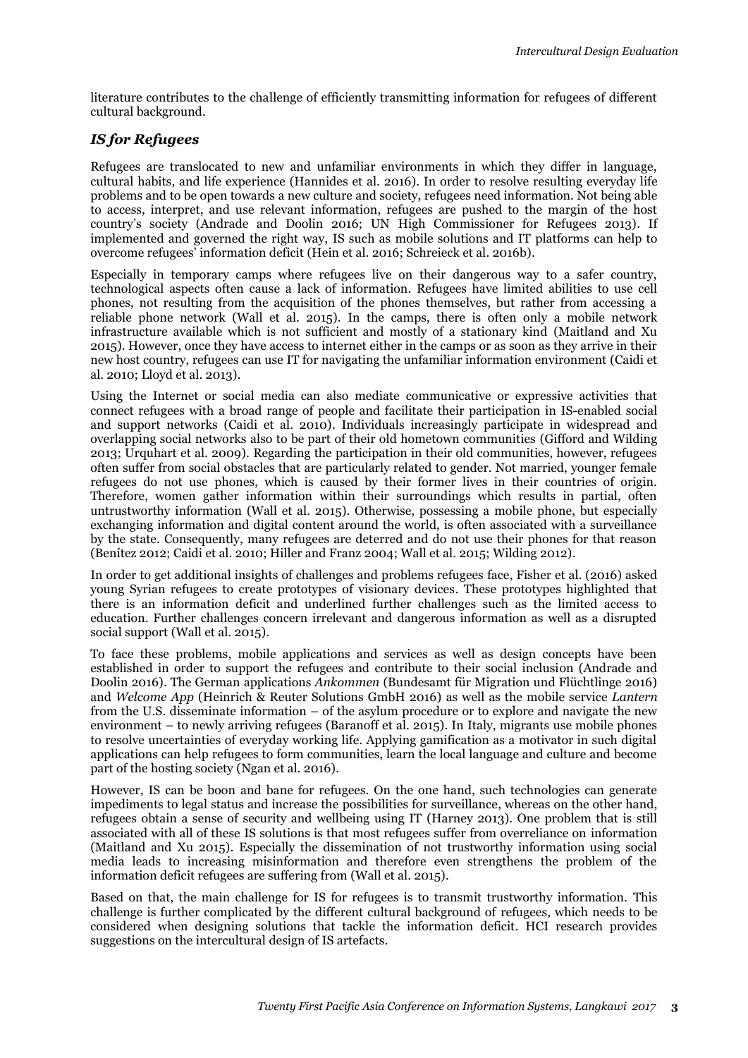literature contributes to the challenge of efficiently transmitting information for refugees of different cultural background.

## *IS for Refugees*

Refugees are translocated to new and unfamiliar environments in which they differ in language, cultural habits, and life experience (Hannides et al. 2016). In order to resolve resulting everyday life problems and to be open towards a new culture and society, refugees need information. Not being able to access, interpret, and use relevant information, refugees are pushed to the margin of the host country's society (Andrade and Doolin 2016; UN High Commissioner for Refugees 2013). If implemented and governed the right way, IS such as mobile solutions and IT platforms can help to overcome refugees' information deficit (Hein et al. 2016; Schreieck et al. 2016b).

Especially in temporary camps where refugees live on their dangerous way to a safer country, technological aspects often cause a lack of information. Refugees have limited abilities to use cell phones, not resulting from the acquisition of the phones themselves, but rather from accessing a reliable phone network (Wall et al. 2015). In the camps, there is often only a mobile network infrastructure available which is not sufficient and mostly of a stationary kind (Maitland and Xu 2015). However, once they have access to internet either in the camps or as soon as they arrive in their new host country, refugees can use IT for navigating the unfamiliar information environment (Caidi et al. 2010; Lloyd et al. 2013).

Using the Internet or social media can also mediate communicative or expressive activities that connect refugees with a broad range of people and facilitate their participation in IS-enabled social and support networks (Caidi et al. 2010). Individuals increasingly participate in widespread and overlapping social networks also to be part of their old hometown communities (Gifford and Wilding 2013; Urquhart et al. 2009). Regarding the participation in their old communities, however, refugees often suffer from social obstacles that are particularly related to gender. Not married, younger female refugees do not use phones, which is caused by their former lives in their countries of origin. Therefore, women gather information within their surroundings which results in partial, often untrustworthy information (Wall et al. 2015). Otherwise, possessing a mobile phone, but especially exchanging information and digital content around the world, is often associated with a surveillance by the state. Consequently, many refugees are deterred and do not use their phones for that reason (Benítez 2012; Caidi et al. 2010; Hiller and Franz 2004; Wall et al. 2015; Wilding 2012).

In order to get additional insights of challenges and problems refugees face, Fisher et al. (2016) asked young Syrian refugees to create prototypes of visionary devices. These prototypes highlighted that there is an information deficit and underlined further challenges such as the limited access to education. Further challenges concern irrelevant and dangerous information as well as a disrupted social support (Wall et al. 2015).

To face these problems, mobile applications and services as well as design concepts have been established in order to support the refugees and contribute to their social inclusion (Andrade and Doolin 2016). The German applications *Ankommen* (Bundesamt für Migration und Flüchtlinge 2016) and *Welcome App* (Heinrich & Reuter Solutions GmbH 2016) as well as the mobile service *Lantern* from the U.S. disseminate information – of the asylum procedure or to explore and navigate the new environment – to newly arriving refugees (Baranoff et al. 2015). In Italy, migrants use mobile phones to resolve uncertainties of everyday working life. Applying gamification as a motivator in such digital applications can help refugees to form communities, learn the local language and culture and become part of the hosting society (Ngan et al. 2016).

However, IS can be boon and bane for refugees. On the one hand, such technologies can generate impediments to legal status and increase the possibilities for surveillance, whereas on the other hand, refugees obtain a sense of security and wellbeing using IT (Harney 2013). One problem that is still associated with all of these IS solutions is that most refugees suffer from overreliance on information (Maitland and Xu 2015). Especially the dissemination of not trustworthy information using social media leads to increasing misinformation and therefore even strengthens the problem of the information deficit refugees are suffering from (Wall et al. 2015).

Based on that, the main challenge for IS for refugees is to transmit trustworthy information. This challenge is further complicated by the different cultural background of refugees, which needs to be considered when designing solutions that tackle the information deficit. HCI research provides suggestions on the intercultural design of IS artefacts.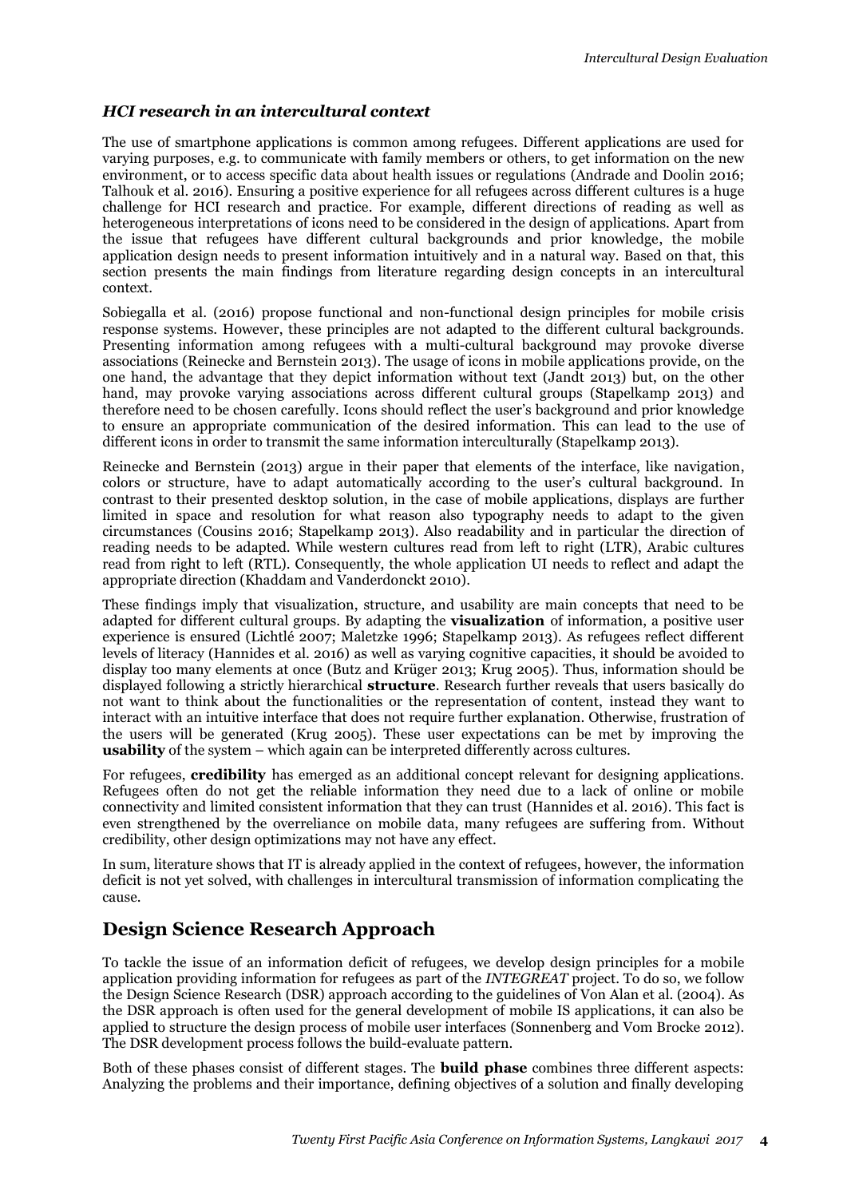### *HCI research in an intercultural context*

The use of smartphone applications is common among refugees. Different applications are used for varying purposes, e.g. to communicate with family members or others, to get information on the new environment, or to access specific data about health issues or regulations (Andrade and Doolin 2016; Talhouk et al. 2016). Ensuring a positive experience for all refugees across different cultures is a huge challenge for HCI research and practice. For example, different directions of reading as well as heterogeneous interpretations of icons need to be considered in the design of applications. Apart from the issue that refugees have different cultural backgrounds and prior knowledge, the mobile application design needs to present information intuitively and in a natural way. Based on that, this section presents the main findings from literature regarding design concepts in an intercultural context.

Sobiegalla et al. (2016) propose functional and non-functional design principles for mobile crisis response systems. However, these principles are not adapted to the different cultural backgrounds. Presenting information among refugees with a multi-cultural background may provoke diverse associations (Reinecke and Bernstein 2013). The usage of icons in mobile applications provide, on the one hand, the advantage that they depict information without text (Jandt 2013) but, on the other hand, may provoke varying associations across different cultural groups (Stapelkamp 2013) and therefore need to be chosen carefully. Icons should reflect the user's background and prior knowledge to ensure an appropriate communication of the desired information. This can lead to the use of different icons in order to transmit the same information interculturally (Stapelkamp 2013).

Reinecke and Bernstein (2013) argue in their paper that elements of the interface, like navigation, colors or structure, have to adapt automatically according to the user's cultural background. In contrast to their presented desktop solution, in the case of mobile applications, displays are further limited in space and resolution for what reason also typography needs to adapt to the given circumstances (Cousins 2016; Stapelkamp 2013). Also readability and in particular the direction of reading needs to be adapted. While western cultures read from left to right (LTR), Arabic cultures read from right to left (RTL). Consequently, the whole application UI needs to reflect and adapt the appropriate direction (Khaddam and Vanderdonckt 2010).

These findings imply that visualization, structure, and usability are main concepts that need to be adapted for different cultural groups. By adapting the **visualization** of information, a positive user experience is ensured (Lichtlé 2007; Maletzke 1996; Stapelkamp 2013). As refugees reflect different levels of literacy (Hannides et al. 2016) as well as varying cognitive capacities, it should be avoided to display too many elements at once (Butz and Krüger 2013; Krug 2005). Thus, information should be displayed following a strictly hierarchical **structure**. Research further reveals that users basically do not want to think about the functionalities or the representation of content, instead they want to interact with an intuitive interface that does not require further explanation. Otherwise, frustration of the users will be generated (Krug 2005). These user expectations can be met by improving the **usability** of the system – which again can be interpreted differently across cultures.

For refugees, **credibility** has emerged as an additional concept relevant for designing applications. Refugees often do not get the reliable information they need due to a lack of online or mobile connectivity and limited consistent information that they can trust (Hannides et al. 2016). This fact is even strengthened by the overreliance on mobile data, many refugees are suffering from. Without credibility, other design optimizations may not have any effect.

In sum, literature shows that IT is already applied in the context of refugees, however, the information deficit is not yet solved, with challenges in intercultural transmission of information complicating the cause.

## Design Science Research Approach

To tackle the issue of an information deficit of refugees, we develop design principles for a mobile application providing information for refugees as part of the *INTEGREAT* project. To do so, we follow the Design Science Research (DSR) approach according to the guidelines of Von Alan et al. (2004). As the DSR approach is often used for the general development of mobile IS applications, it can also be applied to structure the design process of mobile user interfaces (Sonnenberg and Vom Brocke 2012). The DSR development process follows the build-evaluate pattern.

Both of these phases consist of different stages. The **build phase** combines three different aspects: Analyzing the problems and their importance, defining objectives of a solution and finally developing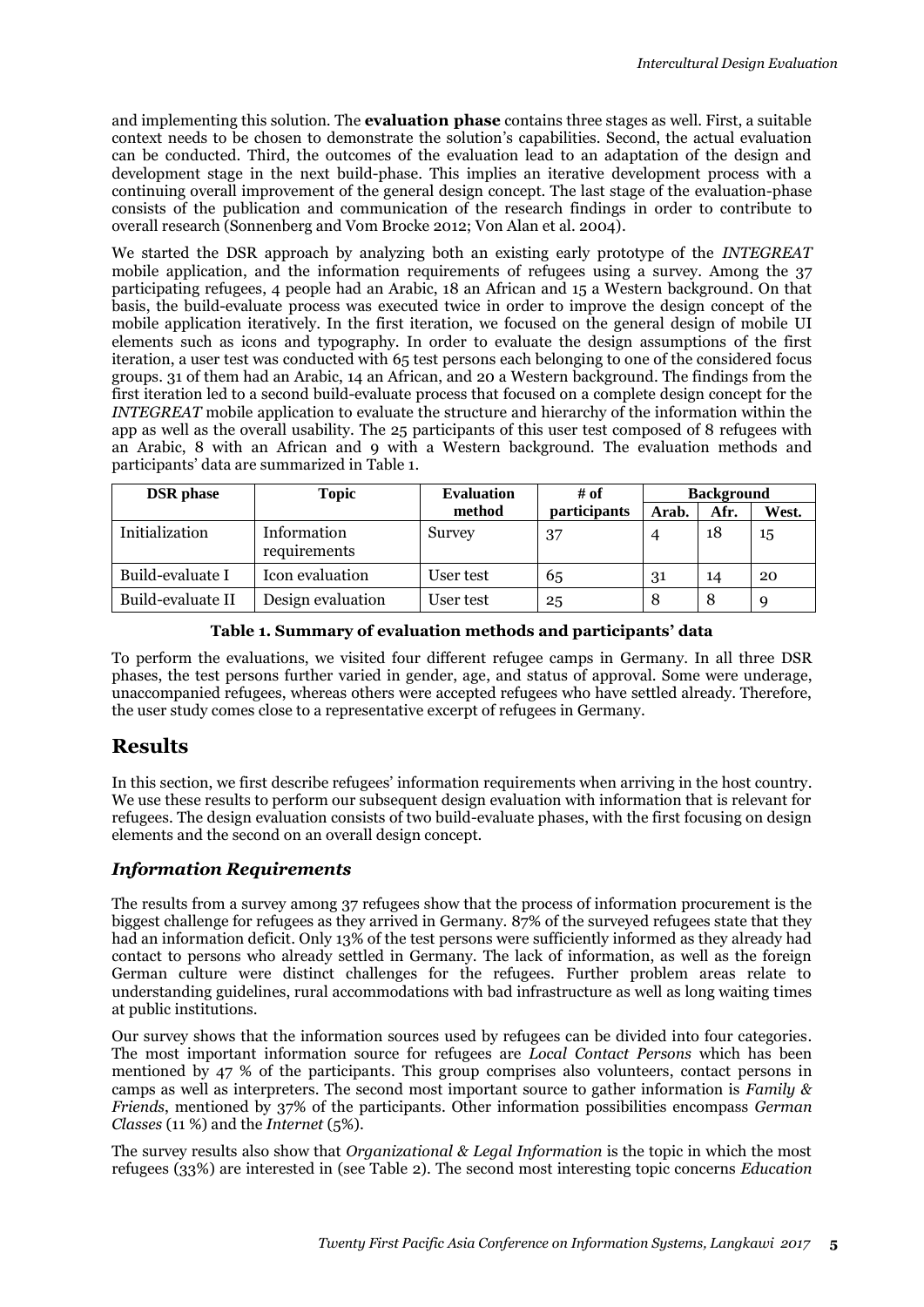and implementing this solution. The **evaluation phase** contains three stages as well. First, a suitable context needs to be chosen to demonstrate the solution's capabilities. Second, the actual evaluation can be conducted. Third, the outcomes of the evaluation lead to an adaptation of the design and development stage in the next build-phase. This implies an iterative development process with a continuing overall improvement of the general design concept. The last stage of the evaluation-phase consists of the publication and communication of the research findings in order to contribute to overall research (Sonnenberg and Vom Brocke 2012; Von Alan et al. 2004).

We started the DSR approach by analyzing both an existing early prototype of the *INTEGREAT* mobile application, and the information requirements of refugees using a survey. Among the 37 participating refugees, 4 people had an Arabic, 18 an African and 15 a Western background. On that basis, the build-evaluate process was executed twice in order to improve the design concept of the mobile application iteratively. In the first iteration, we focused on the general design of mobile UI elements such as icons and typography. In order to evaluate the design assumptions of the first iteration, a user test was conducted with 65 test persons each belonging to one of the considered focus groups. 31 of them had an Arabic, 14 an African, and 20 a Western background. The findings from the first iteration led to a second build-evaluate process that focused on a complete design concept for the *INTEGREAT* mobile application to evaluate the structure and hierarchy of the information within the app as well as the overall usability. The 25 participants of this user test composed of 8 refugees with an Arabic, 8 with an African and 9 with a Western background. The evaluation methods and participants' data are summarized in Table 1.

| DSR phase | Topic | Evaluation method | # of participants | Background | | |
|---|---|---|---|---|---|---|
| | | | | Arab. | Afr. | West. |
| Initialization | Information requirements | Survey | 37 | 4 | 18 | 15 |
| Build-evaluate I | Icon evaluation | User test | 65 | 31 | 14 | 20 |
| Build-evaluate II | Design evaluation | User test | 25 | 8 | 8 | 9 |

**Table 1. Summary of evaluation methods and participants' data**

To perform the evaluations, we visited four different refugee camps in Germany. In all three DSR phases, the test persons further varied in gender, age, and status of approval. Some were underage, unaccompanied refugees, whereas others were accepted refugees who have settled already. Therefore, the user study comes close to a representative excerpt of refugees in Germany.

## Results

In this section, we first describe refugees' information requirements when arriving in the host country. We use these results to perform our subsequent design evaluation with information that is relevant for refugees. The design evaluation consists of two build-evaluate phases, with the first focusing on design elements and the second on an overall design concept.

### *Information Requirements*

The results from a survey among 37 refugees show that the process of information procurement is the biggest challenge for refugees as they arrived in Germany. 87% of the surveyed refugees state that they had an information deficit. Only 13% of the test persons were sufficiently informed as they already had contact to persons who already settled in Germany. The lack of information, as well as the foreign German culture were distinct challenges for the refugees. Further problem areas relate to understanding guidelines, rural accommodations with bad infrastructure as well as long waiting times at public institutions.

Our survey shows that the information sources used by refugees can be divided into four categories. The most important information source for refugees are *Local Contact Persons* which has been mentioned by 47 % of the participants. This group comprises also volunteers, contact persons in camps as well as interpreters. The second most important source to gather information is *Family & Friends*, mentioned by 37% of the participants. Other information possibilities encompass *German Classes* (11 %) and the *Internet* (5%).

The survey results also show that *Organizational & Legal Information* is the topic in which the most refugees (33%) are interested in (see Table 2). The second most interesting topic concerns *Education*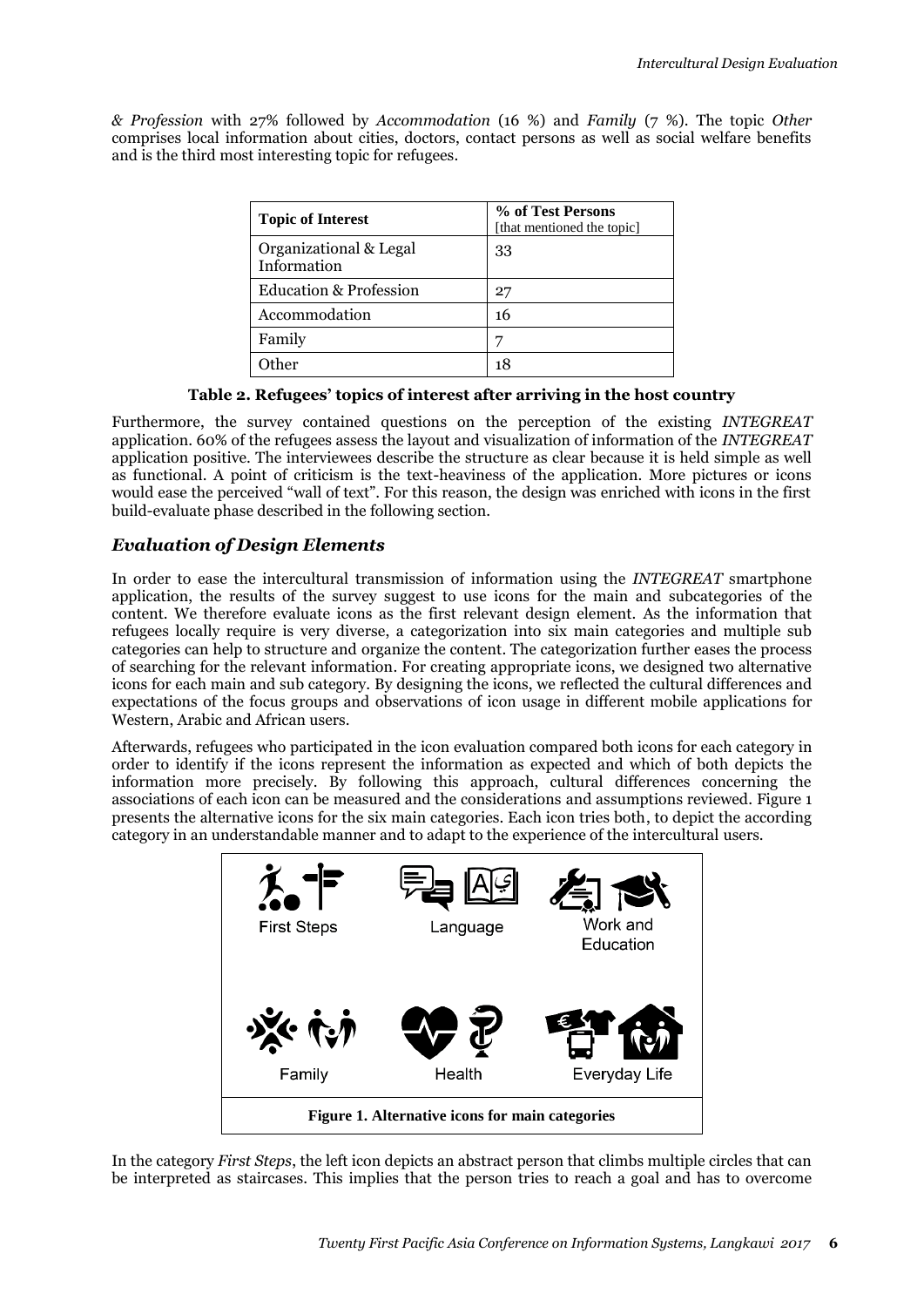*& Profession* with 27% followed by *Accommodation* (16 %) and *Family* (7 %). The topic *Other* comprises local information about cities, doctors, contact persons as well as social welfare benefits and is the third most interesting topic for refugees.

| **Topic of Interest** | **% of Test Persons** [that mentioned the topic] |
|---|---|
| Organizational & Legal Information | 33 |
| Education & Profession | 27 |
| Accommodation | 16 |
| Family | 7 |
| Other | 18 |

**Table 2. Refugees' topics of interest after arriving in the host country**

Furthermore, the survey contained questions on the perception of the existing *INTEGREAT* application. 60% of the refugees assess the layout and visualization of information of the *INTEGREAT* application positive. The interviewees describe the structure as clear because it is held simple as well as functional. A point of criticism is the text-heaviness of the application. More pictures or icons would ease the perceived "wall of text". For this reason, the design was enriched with icons in the first build-evaluate phase described in the following section.

## *Evaluation of Design Elements*

In order to ease the intercultural transmission of information using the *INTEGREAT* smartphone application, the results of the survey suggest to use icons for the main and subcategories of the content. We therefore evaluate icons as the first relevant design element. As the information that refugees locally require is very diverse, a categorization into six main categories and multiple sub categories can help to structure and organize the content. The categorization further eases the process of searching for the relevant information. For creating appropriate icons, we designed two alternative icons for each main and sub category. By designing the icons, we reflected the cultural differences and expectations of the focus groups and observations of icon usage in different mobile applications for Western, Arabic and African users.

Afterwards, refugees who participated in the icon evaluation compared both icons for each category in order to identify if the icons represent the information as expected and which of both depicts the information more precisely. By following this approach, cultural differences concerning the associations of each icon can be measured and the considerations and assumptions reviewed. Figure 1 presents the alternative icons for the six main categories. Each icon tries both, to depict the according category in an understandable manner and to adapt to the experience of the intercultural users.

First Steps | Language | Work and Education | Family | Health | Everyday Life

**Figure 1. Alternative icons for main categories**

In the category *First Steps*, the left icon depicts an abstract person that climbs multiple circles that can be interpreted as staircases. This implies that the person tries to reach a goal and has to overcome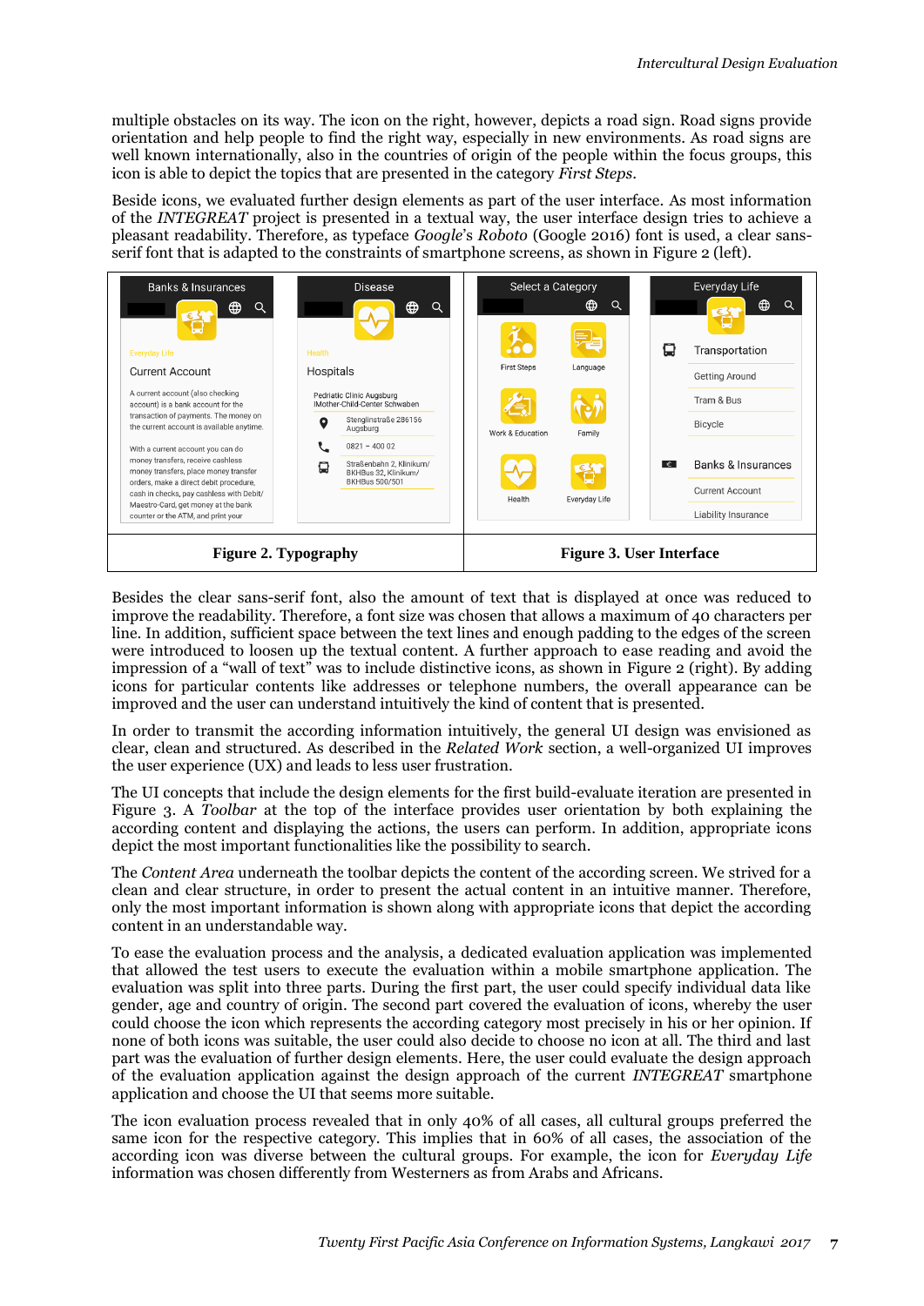multiple obstacles on its way. The icon on the right, however, depicts a road sign. Road signs provide orientation and help people to find the right way, especially in new environments. As road signs are well known internationally, also in the countries of origin of the people within the focus groups, this icon is able to depict the topics that are presented in the category *First Steps*.

Beside icons, we evaluated further design elements as part of the user interface. As most information of the *INTEGREAT* project is presented in a textual way, the user interface design tries to achieve a pleasant readability. Therefore, as typeface *Google*'s *Roboto* (Google 2016) font is used, a clear sans-serif font that is adapted to the constraints of smartphone screens, as shown in Figure 2 (left).

**Figure 2. Typography**

**Figure 3. User Interface**

Besides the clear sans-serif font, also the amount of text that is displayed at once was reduced to improve the readability. Therefore, a font size was chosen that allows a maximum of 40 characters per line. In addition, sufficient space between the text lines and enough padding to the edges of the screen were introduced to loosen up the textual content. A further approach to ease reading and avoid the impression of a "wall of text" was to include distinctive icons, as shown in Figure 2 (right). By adding icons for particular contents like addresses or telephone numbers, the overall appearance can be improved and the user can understand intuitively the kind of content that is presented.

In order to transmit the according information intuitively, the general UI design was envisioned as clear, clean and structured. As described in the *Related Work* section, a well-organized UI improves the user experience (UX) and leads to less user frustration.

The UI concepts that include the design elements for the first build-evaluate iteration are presented in Figure 3. A *Toolbar* at the top of the interface provides user orientation by both explaining the according content and displaying the actions, the users can perform. In addition, appropriate icons depict the most important functionalities like the possibility to search.

The *Content Area* underneath the toolbar depicts the content of the according screen. We strived for a clean and clear structure, in order to present the actual content in an intuitive manner. Therefore, only the most important information is shown along with appropriate icons that depict the according content in an understandable way.

To ease the evaluation process and the analysis, a dedicated evaluation application was implemented that allowed the test users to execute the evaluation within a mobile smartphone application. The evaluation was split into three parts. During the first part, the user could specify individual data like gender, age and country of origin. The second part covered the evaluation of icons, whereby the user could choose the icon which represents the according category most precisely in his or her opinion. If none of both icons was suitable, the user could also decide to choose no icon at all. The third and last part was the evaluation of further design elements. Here, the user could evaluate the design approach of the evaluation application against the design approach of the current *INTEGREAT* smartphone application and choose the UI that seems more suitable.

The icon evaluation process revealed that in only 40% of all cases, all cultural groups preferred the same icon for the respective category. This implies that in 60% of all cases, the association of the according icon was diverse between the cultural groups. For example, the icon for *Everyday Life* information was chosen differently from Westerners as from Arabs and Africans.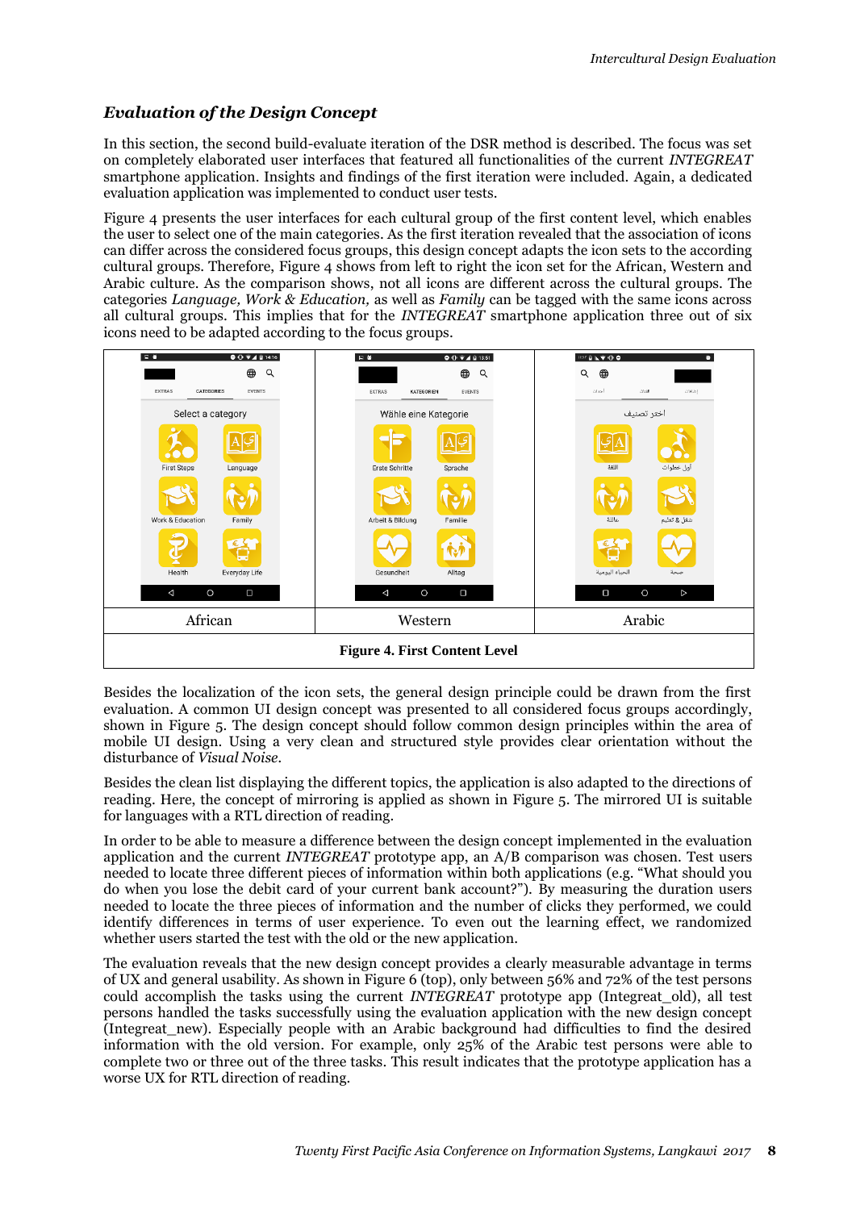### *Evaluation of the Design Concept*

In this section, the second build-evaluate iteration of the DSR method is described. The focus was set on completely elaborated user interfaces that featured all functionalities of the current *INTEGREAT* smartphone application. Insights and findings of the first iteration were included. Again, a dedicated evaluation application was implemented to conduct user tests.

Figure 4 presents the user interfaces for each cultural group of the first content level, which enables the user to select one of the main categories. As the first iteration revealed that the association of icons can differ across the considered focus groups, this design concept adapts the icon sets to the according cultural groups. Therefore, Figure 4 shows from left to right the icon set for the African, Western and Arabic culture. As the comparison shows, not all icons are different across the cultural groups. The categories *Language*, *Work & Education*, as well as *Family* can be tagged with the same icons across all cultural groups. This implies that for the *INTEGREAT* smartphone application three out of six icons need to be adapted according to the focus groups.

| African | Western | Arabic |
|---|---|---|

**Figure 4. First Content Level**

Besides the localization of the icon sets, the general design principle could be drawn from the first evaluation. A common UI design concept was presented to all considered focus groups accordingly, shown in Figure 5. The design concept should follow common design principles within the area of mobile UI design. Using a very clean and structured style provides clear orientation without the disturbance of *Visual Noise*.

Besides the clean list displaying the different topics, the application is also adapted to the directions of reading. Here, the concept of mirroring is applied as shown in Figure 5. The mirrored UI is suitable for languages with a RTL direction of reading.

In order to be able to measure a difference between the design concept implemented in the evaluation application and the current *INTEGREAT* prototype app, an A/B comparison was chosen. Test users needed to locate three different pieces of information within both applications (e.g. "What should you do when you lose the debit card of your current bank account?"). By measuring the duration users needed to locate the three pieces of information and the number of clicks they performed, we could identify differences in terms of user experience. To even out the learning effect, we randomized whether users started the test with the old or the new application.

The evaluation reveals that the new design concept provides a clearly measurable advantage in terms of UX and general usability. As shown in Figure 6 (top), only between 56% and 72% of the test persons could accomplish the tasks using the current *INTEGREAT* prototype app (Integreat_old), all test persons handled the tasks successfully using the evaluation application with the new design concept (Integreat_new). Especially people with an Arabic background had difficulties to find the desired information with the old version. For example, only 25% of the Arabic test persons were able to complete two or three out of the three tasks. This result indicates that the prototype application has a worse UX for RTL direction of reading.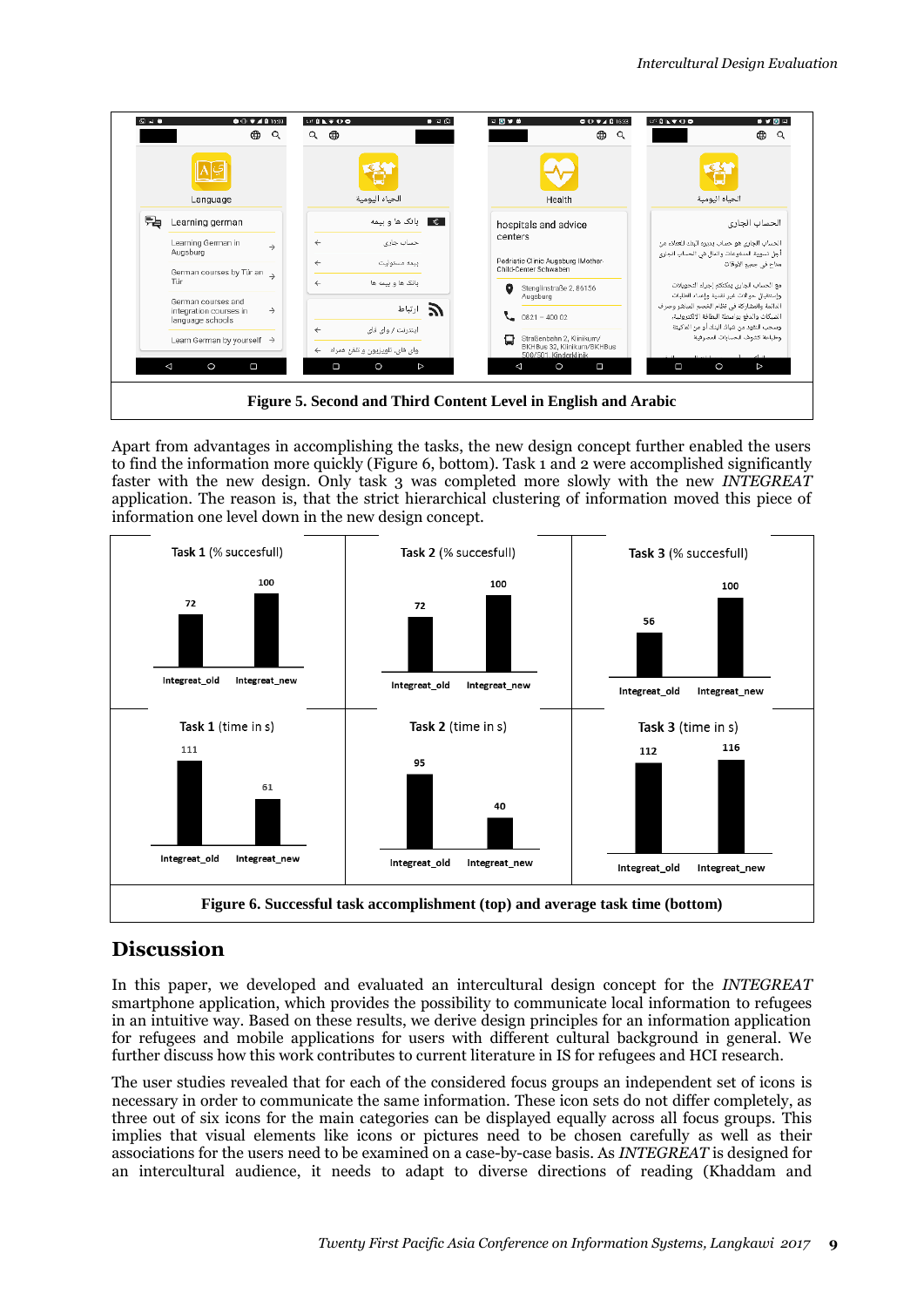Figure 5. Second and Third Content Level in English and Arabic

Apart from advantages in accomplishing the tasks, the new design concept further enabled the users to find the information more quickly (Figure 6, bottom). Task 1 and 2 were accomplished significantly faster with the new design. Only task 3 was completed more slowly with the new *INTEGREAT* application. The reason is, that the strict hierarchical clustering of information moved this piece of information one level down in the new design concept.

| | Task 1 | Task 2 | Task 3 |
|---|---|---|---|
| % successful – Integreat_old | 72 | 72 | 56 |
| % successful – Integreat_new | 100 | 100 | 100 |
| time in s – Integreat_old | 111 | 95 | 112 |
| time in s – Integreat_new | 61 | 40 | 116 |

Figure 6. Successful task accomplishment (top) and average task time (bottom)

## Discussion

In this paper, we developed and evaluated an intercultural design concept for the *INTEGREAT* smartphone application, which provides the possibility to communicate local information to refugees in an intuitive way. Based on these results, we derive design principles for an information application for refugees and mobile applications for users with different cultural background in general. We further discuss how this work contributes to current literature in IS for refugees and HCI research.

The user studies revealed that for each of the considered focus groups an independent set of icons is necessary in order to communicate the same information. These icon sets do not differ completely, as three out of six icons for the main categories can be displayed equally across all focus groups. This implies that visual elements like icons or pictures need to be chosen carefully as well as their associations for the users need to be examined on a case-by-case basis. As *INTEGREAT* is designed for an intercultural audience, it needs to adapt to diverse directions of reading (Khaddam and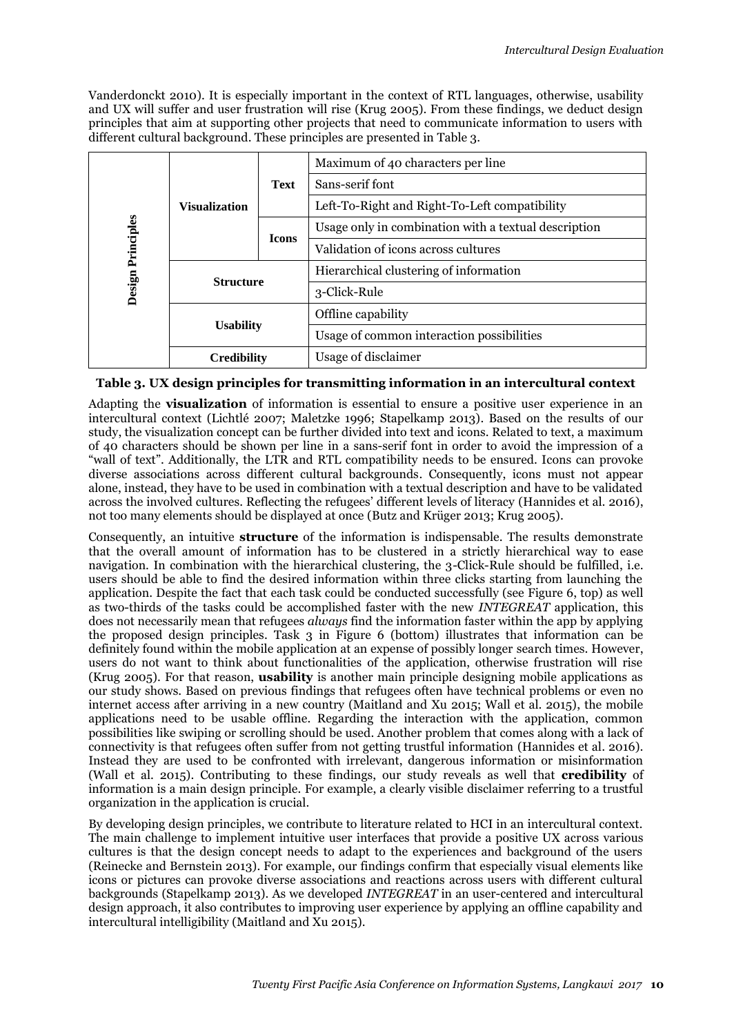Vanderdonckt 2010). It is especially important in the context of RTL languages, otherwise, usability and UX will suffer and user frustration will rise (Krug 2005). From these findings, we deduct design principles that aim at supporting other projects that need to communicate information to users with different cultural background. These principles are presented in Table 3.

| | | | |
|---|---|---|---|
| **Design Principles** | **Visualization** | **Text** | Maximum of 40 characters per line |
| | | | Sans-serif font |
| | | | Left-To-Right and Right-To-Left compatibility |
| | | **Icons** | Usage only in combination with a textual description |
| | | | Validation of icons across cultures |
| | **Structure** | | Hierarchical clustering of information |
| | | | 3-Click-Rule |
| | **Usability** | | Offline capability |
| | | | Usage of common interaction possibilities |
| | **Credibility** | | Usage of disclaimer |

**Table 3. UX design principles for transmitting information in an intercultural context**

Adapting the **visualization** of information is essential to ensure a positive user experience in an intercultural context (Lichtlé 2007; Maletzke 1996; Stapelkamp 2013). Based on the results of our study, the visualization concept can be further divided into text and icons. Related to text, a maximum of 40 characters should be shown per line in a sans-serif font in order to avoid the impression of a "wall of text". Additionally, the LTR and RTL compatibility needs to be ensured. Icons can provoke diverse associations across different cultural backgrounds. Consequently, icons must not appear alone, instead, they have to be used in combination with a textual description and have to be validated across the involved cultures. Reflecting the refugees' different levels of literacy (Hannides et al. 2016), not too many elements should be displayed at once (Butz and Krüger 2013; Krug 2005).

Consequently, an intuitive **structure** of the information is indispensable. The results demonstrate that the overall amount of information has to be clustered in a strictly hierarchical way to ease navigation. In combination with the hierarchical clustering, the 3-Click-Rule should be fulfilled, i.e. users should be able to find the desired information within three clicks starting from launching the application. Despite the fact that each task could be conducted successfully (see Figure 6, top) as well as two-thirds of the tasks could be accomplished faster with the new *INTEGREAT* application, this does not necessarily mean that refugees *always* find the information faster within the app by applying the proposed design principles. Task 3 in Figure 6 (bottom) illustrates that information can be definitely found within the mobile application at an expense of possibly longer search times. However, users do not want to think about functionalities of the application, otherwise frustration will rise (Krug 2005). For that reason, **usability** is another main principle designing mobile applications as our study shows. Based on previous findings that refugees often have technical problems or even no internet access after arriving in a new country (Maitland and Xu 2015; Wall et al. 2015), the mobile applications need to be usable offline. Regarding the interaction with the application, common possibilities like swiping or scrolling should be used. Another problem that comes along with a lack of connectivity is that refugees often suffer from not getting trustful information (Hannides et al. 2016). Instead they are used to be confronted with irrelevant, dangerous information or misinformation (Wall et al. 2015). Contributing to these findings, our study reveals as well that **credibility** of information is a main design principle. For example, a clearly visible disclaimer referring to a trustful organization in the application is crucial.

By developing design principles, we contribute to literature related to HCI in an intercultural context. The main challenge to implement intuitive user interfaces that provide a positive UX across various cultures is that the design concept needs to adapt to the experiences and background of the users (Reinecke and Bernstein 2013). For example, our findings confirm that especially visual elements like icons or pictures can provoke diverse associations and reactions across users with different cultural backgrounds (Stapelkamp 2013). As we developed *INTEGREAT* in an user-centered and intercultural design approach, it also contributes to improving user experience by applying an offline capability and intercultural intelligibility (Maitland and Xu 2015).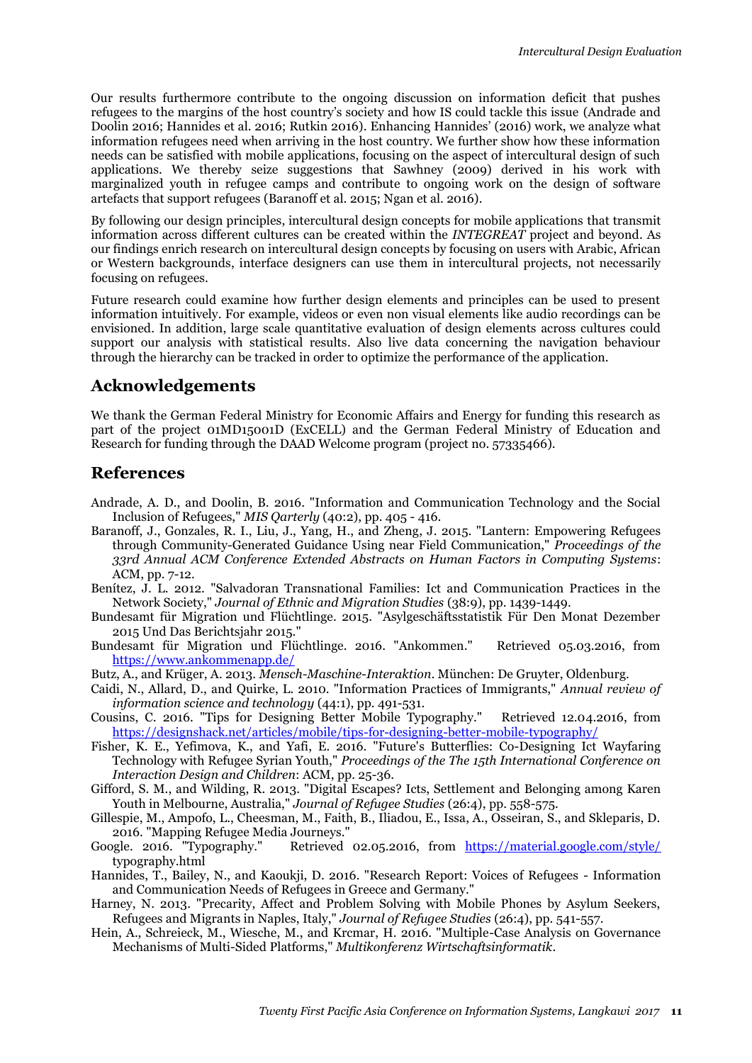Our results furthermore contribute to the ongoing discussion on information deficit that pushes refugees to the margins of the host country's society and how IS could tackle this issue (Andrade and Doolin 2016; Hannides et al. 2016; Rutkin 2016). Enhancing Hannides' (2016) work, we analyze what information refugees need when arriving in the host country. We further show how these information needs can be satisfied with mobile applications, focusing on the aspect of intercultural design of such applications. We thereby seize suggestions that Sawhney (2009) derived in his work with marginalized youth in refugee camps and contribute to ongoing work on the design of software artefacts that support refugees (Baranoff et al. 2015; Ngan et al. 2016).

By following our design principles, intercultural design concepts for mobile applications that transmit information across different cultures can be created within the *INTEGREAT* project and beyond. As our findings enrich research on intercultural design concepts by focusing on users with Arabic, African or Western backgrounds, interface designers can use them in intercultural projects, not necessarily focusing on refugees.

Future research could examine how further design elements and principles can be used to present information intuitively. For example, videos or even non visual elements like audio recordings can be envisioned. In addition, large scale quantitative evaluation of design elements across cultures could support our analysis with statistical results. Also live data concerning the navigation behaviour through the hierarchy can be tracked in order to optimize the performance of the application.

## Acknowledgements

We thank the German Federal Ministry for Economic Affairs and Energy for funding this research as part of the project 01MD15001D (ExCELL) and the German Federal Ministry of Education and Research for funding through the DAAD Welcome program (project no. 57335466).

## References

Andrade, A. D., and Doolin, B. 2016. "Information and Communication Technology and the Social Inclusion of Refugees," *MIS Qarterly* (40:2), pp. 405 - 416.

Baranoff, J., Gonzales, R. I., Liu, J., Yang, H., and Zheng, J. 2015. "Lantern: Empowering Refugees through Community-Generated Guidance Using near Field Communication," *Proceedings of the 33rd Annual ACM Conference Extended Abstracts on Human Factors in Computing Systems*: ACM, pp. 7-12.

Benítez, J. L. 2012. "Salvadoran Transnational Families: Ict and Communication Practices in the Network Society," *Journal of Ethnic and Migration Studies* (38:9), pp. 1439-1449.

Bundesamt für Migration und Flüchtlinge. 2015. "Asylgeschäftsstatistik Für Den Monat Dezember 2015 Und Das Berichtsjahr 2015."

Bundesamt für Migration und Flüchtlinge. 2016. "Ankommen." Retrieved 05.03.2016, from https://www.ankommenapp.de/

Butz, A., and Krüger, A. 2013. *Mensch-Maschine-Interaktion*. München: De Gruyter, Oldenburg.

Caidi, N., Allard, D., and Quirke, L. 2010. "Information Practices of Immigrants," *Annual review of information science and technology* (44:1), pp. 491-531.

Cousins, C. 2016. "Tips for Designing Better Mobile Typography." Retrieved 12.04.2016, from https://designshack.net/articles/mobile/tips-for-designing-better-mobile-typography/

Fisher, K. E., Yefimova, K., and Yafi, E. 2016. "Future's Butterflies: Co-Designing Ict Wayfaring Technology with Refugee Syrian Youth," *Proceedings of the The 15th International Conference on Interaction Design and Children*: ACM, pp. 25-36.

Gifford, S. M., and Wilding, R. 2013. "Digital Escapes? Icts, Settlement and Belonging among Karen Youth in Melbourne, Australia," *Journal of Refugee Studies* (26:4), pp. 558-575.

Gillespie, M., Ampofo, L., Cheesman, M., Faith, B., Iliadou, E., Issa, A., Osseiran, S., and Skleparis, D. 2016. "Mapping Refugee Media Journeys."

Google. 2016. "Typography." Retrieved 02.05.2016, from https://material.google.com/style/typography.html

Hannides, T., Bailey, N., and Kaoukji, D. 2016. "Research Report: Voices of Refugees - Information and Communication Needs of Refugees in Greece and Germany."

Harney, N. 2013. "Precarity, Affect and Problem Solving with Mobile Phones by Asylum Seekers, Refugees and Migrants in Naples, Italy," *Journal of Refugee Studies* (26:4), pp. 541-557.

Hein, A., Schreieck, M., Wiesche, M., and Krcmar, H. 2016. "Multiple-Case Analysis on Governance Mechanisms of Multi-Sided Platforms," *Multikonferenz Wirtschaftsinformatik*.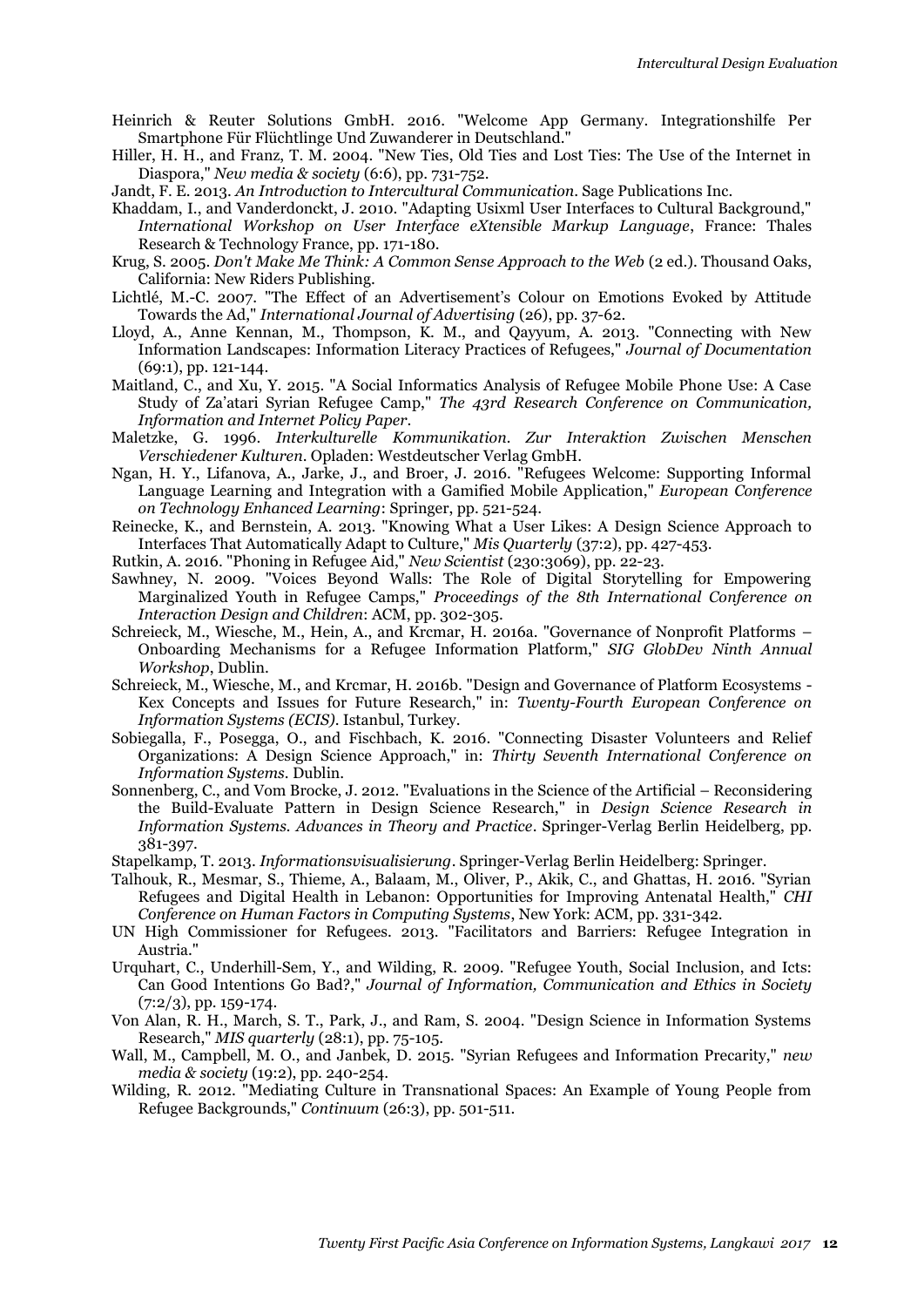Heinrich & Reuter Solutions GmbH. 2016. "Welcome App Germany. Integrationshilfe Per Smartphone Für Flüchtlinge Und Zuwanderer in Deutschland."

Hiller, H. H., and Franz, T. M. 2004. "New Ties, Old Ties and Lost Ties: The Use of the Internet in Diaspora," *New media & society* (6:6), pp. 731-752.

Jandt, F. E. 2013. *An Introduction to Intercultural Communication*. Sage Publications Inc.

Khaddam, I., and Vanderdonckt, J. 2010. "Adapting Usixml User Interfaces to Cultural Background," *International Workshop on User Interface eXtensible Markup Language*, France: Thales Research & Technology France, pp. 171-180.

Krug, S. 2005. *Don't Make Me Think: A Common Sense Approach to the Web* (2 ed.). Thousand Oaks, California: New Riders Publishing.

Lichtlé, M.-C. 2007. "The Effect of an Advertisement's Colour on Emotions Evoked by Attitude Towards the Ad," *International Journal of Advertising* (26), pp. 37-62.

Lloyd, A., Anne Kennan, M., Thompson, K. M., and Qayyum, A. 2013. "Connecting with New Information Landscapes: Information Literacy Practices of Refugees," *Journal of Documentation* (69:1), pp. 121-144.

Maitland, C., and Xu, Y. 2015. "A Social Informatics Analysis of Refugee Mobile Phone Use: A Case Study of Za'atari Syrian Refugee Camp," *The 43rd Research Conference on Communication, Information and Internet Policy Paper*.

Maletzke, G. 1996. *Interkulturelle Kommunikation. Zur Interaktion Zwischen Menschen Verschiedener Kulturen*. Opladen: Westdeutscher Verlag GmbH.

Ngan, H. Y., Lifanova, A., Jarke, J., and Broer, J. 2016. "Refugees Welcome: Supporting Informal Language Learning and Integration with a Gamified Mobile Application," *European Conference on Technology Enhanced Learning*: Springer, pp. 521-524.

Reinecke, K., and Bernstein, A. 2013. "Knowing What a User Likes: A Design Science Approach to Interfaces That Automatically Adapt to Culture," *Mis Quarterly* (37:2), pp. 427-453.

Rutkin, A. 2016. "Phoning in Refugee Aid," *New Scientist* (230:3069), pp. 22-23.

Sawhney, N. 2009. "Voices Beyond Walls: The Role of Digital Storytelling for Empowering Marginalized Youth in Refugee Camps," *Proceedings of the 8th International Conference on Interaction Design and Children*: ACM, pp. 302-305.

Schreieck, M., Wiesche, M., Hein, A., and Krcmar, H. 2016a. "Governance of Nonprofit Platforms – Onboarding Mechanisms for a Refugee Information Platform," *SIG GlobDev Ninth Annual Workshop*, Dublin.

Schreieck, M., Wiesche, M., and Krcmar, H. 2016b. "Design and Governance of Platform Ecosystems - Kex Concepts and Issues for Future Research," in: *Twenty-Fourth European Conference on Information Systems (ECIS)*. Istanbul, Turkey.

Sobiegalla, F., Posegga, O., and Fischbach, K. 2016. "Connecting Disaster Volunteers and Relief Organizations: A Design Science Approach," in: *Thirty Seventh International Conference on Information Systems*. Dublin.

Sonnenberg, C., and Vom Brocke, J. 2012. "Evaluations in the Science of the Artificial – Reconsidering the Build-Evaluate Pattern in Design Science Research," in *Design Science Research in Information Systems. Advances in Theory and Practice*. Springer-Verlag Berlin Heidelberg, pp. 381-397.

Stapelkamp, T. 2013. *Informationsvisualisierung*. Springer-Verlag Berlin Heidelberg: Springer.

Talhouk, R., Mesmar, S., Thieme, A., Balaam, M., Oliver, P., Akik, C., and Ghattas, H. 2016. "Syrian Refugees and Digital Health in Lebanon: Opportunities for Improving Antenatal Health," *CHI Conference on Human Factors in Computing Systems*, New York: ACM, pp. 331-342.

UN High Commissioner for Refugees. 2013. "Facilitators and Barriers: Refugee Integration in Austria."

Urquhart, C., Underhill-Sem, Y., and Wilding, R. 2009. "Refugee Youth, Social Inclusion, and Icts: Can Good Intentions Go Bad?," *Journal of Information, Communication and Ethics in Society* (7:2/3), pp. 159-174.

Von Alan, R. H., March, S. T., Park, J., and Ram, S. 2004. "Design Science in Information Systems Research," *MIS quarterly* (28:1), pp. 75-105.

Wall, M., Campbell, M. O., and Janbek, D. 2015. "Syrian Refugees and Information Precarity," *new media & society* (19:2), pp. 240-254.

Wilding, R. 2012. "Mediating Culture in Transnational Spaces: An Example of Young People from Refugee Backgrounds," *Continuum* (26:3), pp. 501-511.